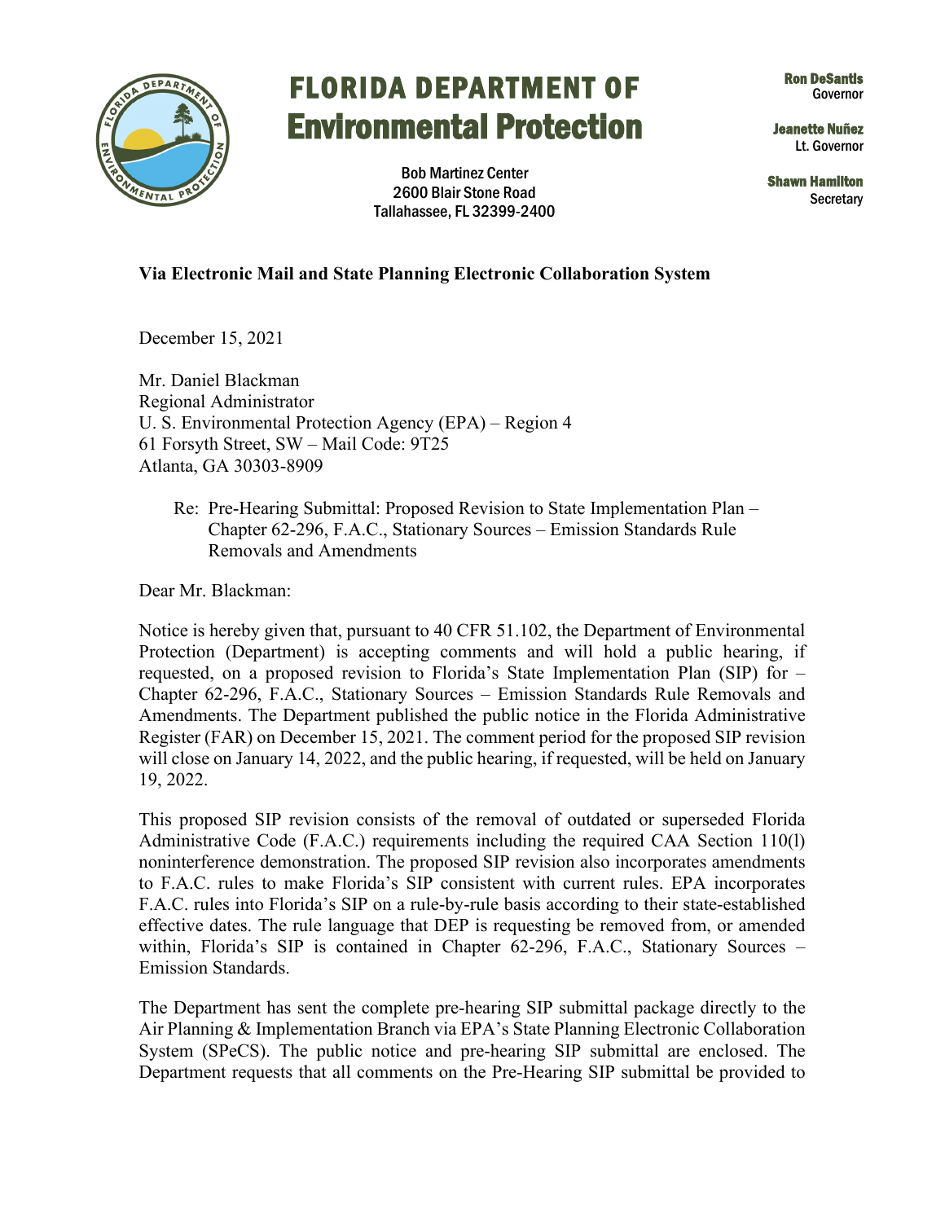# FLORIDA DEPARTMENT OF Environmental Protection

Bob Martinez Center
2600 Blair Stone Road
Tallahassee, FL 32399-2400

**Ron DeSantis**
Governor

**Jeanette Nuñez**
Lt. Governor

**Shawn Hamilton**
Secretary

**Via Electronic Mail and State Planning Electronic Collaboration System**

December 15, 2021

Mr. Daniel Blackman
Regional Administrator
U. S. Environmental Protection Agency (EPA) – Region 4
61 Forsyth Street, SW – Mail Code: 9T25
Atlanta, GA 30303-8909

Re: Pre-Hearing Submittal: Proposed Revision to State Implementation Plan – Chapter 62-296, F.A.C., Stationary Sources – Emission Standards Rule Removals and Amendments

Dear Mr. Blackman:

Notice is hereby given that, pursuant to 40 CFR 51.102, the Department of Environmental Protection (Department) is accepting comments and will hold a public hearing, if requested, on a proposed revision to Florida's State Implementation Plan (SIP) for – Chapter 62-296, F.A.C., Stationary Sources – Emission Standards Rule Removals and Amendments. The Department published the public notice in the Florida Administrative Register (FAR) on December 15, 2021. The comment period for the proposed SIP revision will close on January 14, 2022, and the public hearing, if requested, will be held on January 19, 2022.

This proposed SIP revision consists of the removal of outdated or superseded Florida Administrative Code (F.A.C.) requirements including the required CAA Section 110(l) noninterference demonstration. The proposed SIP revision also incorporates amendments to F.A.C. rules to make Florida's SIP consistent with current rules. EPA incorporates F.A.C. rules into Florida's SIP on a rule-by-rule basis according to their state-established effective dates. The rule language that DEP is requesting be removed from, or amended within, Florida's SIP is contained in Chapter 62-296, F.A.C., Stationary Sources – Emission Standards.

The Department has sent the complete pre-hearing SIP submittal package directly to the Air Planning & Implementation Branch via EPA's State Planning Electronic Collaboration System (SPeCS). The public notice and pre-hearing SIP submittal are enclosed. The Department requests that all comments on the Pre-Hearing SIP submittal be provided to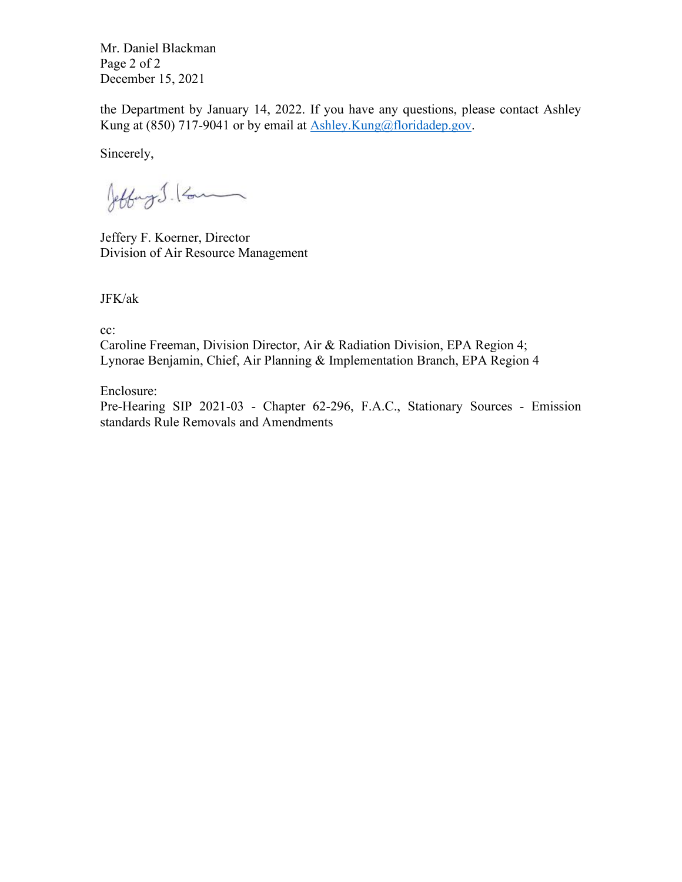Mr. Daniel Blackman
Page 2 of 2
December 15, 2021

the Department by January 14, 2022. If you have any questions, please contact Ashley Kung at (850) 717-9041 or by email at Ashley.Kung@floridadep.gov.

Sincerely,

Jeffery F. Koerner, Director
Division of Air Resource Management

JFK/ak

cc:
Caroline Freeman, Division Director, Air & Radiation Division, EPA Region 4;
Lynorae Benjamin, Chief, Air Planning & Implementation Branch, EPA Region 4

Enclosure:
Pre-Hearing SIP 2021-03 - Chapter 62-296, F.A.C., Stationary Sources - Emission standards Rule Removals and Amendments